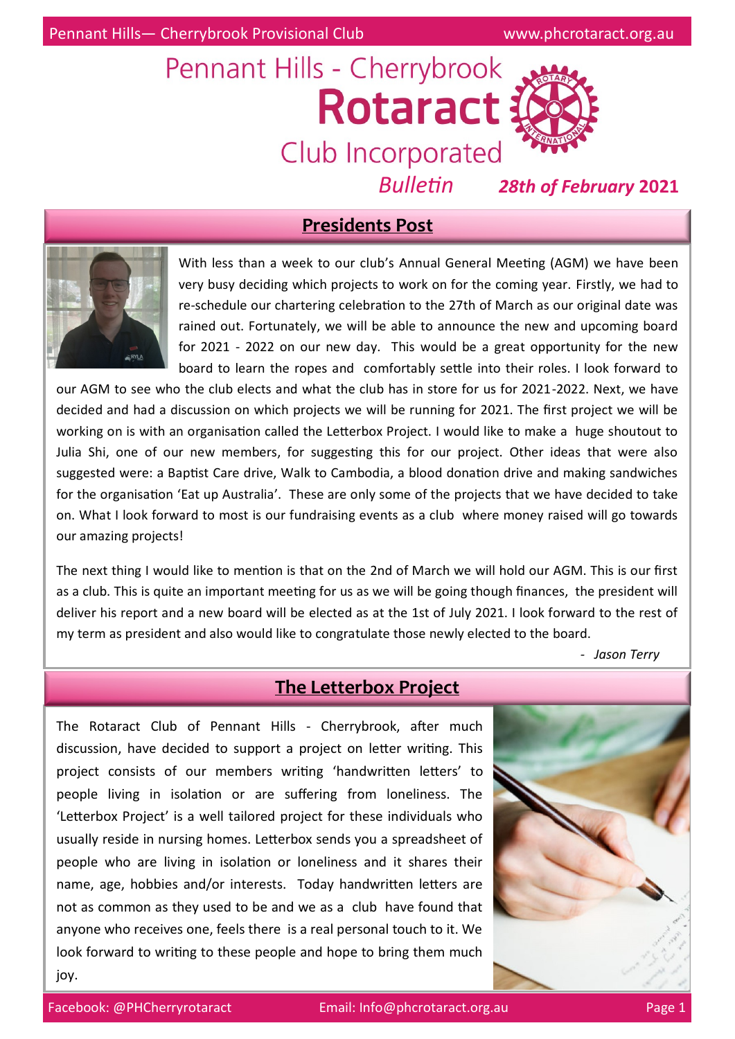# Pennant Hills - Cherrybrook Rotaract Club Incorporated

*Bulletin* ***28th of February* 2021**

## Presidents Post

With less than a week to our club's Annual General Meeting (AGM) we have been very busy deciding which projects to work on for the coming year. Firstly, we had to re-schedule our chartering celebration to the 27th of March as our original date was rained out. Fortunately, we will be able to announce the new and upcoming board for 2021 - 2022 on our new day. This would be a great opportunity for the new board to learn the ropes and comfortably settle into their roles. I look forward to our AGM to see who the club elects and what the club has in store for us for 2021-2022. Next, we have decided and had a discussion on which projects we will be running for 2021. The first project we will be working on is with an organisation called the Letterbox Project. I would like to make a huge shoutout to Julia Shi, one of our new members, for suggesting this for our project. Other ideas that were also suggested were: a Baptist Care drive, Walk to Cambodia, a blood donation drive and making sandwiches for the organisation 'Eat up Australia'. These are only some of the projects that we have decided to take on. What I look forward to most is our fundraising events as a club where money raised will go towards our amazing projects!

The next thing I would like to mention is that on the 2nd of March we will hold our AGM. This is our first as a club. This is quite an important meeting for us as we will be going though finances, the president will deliver his report and a new board will be elected as at the 1st of July 2021. I look forward to the rest of my term as president and also would like to congratulate those newly elected to the board.

*- Jason Terry*

## The Letterbox Project

The Rotaract Club of Pennant Hills - Cherrybrook, after much discussion, have decided to support a project on letter writing. This project consists of our members writing 'handwritten letters' to people living in isolation or are suffering from loneliness. The 'Letterbox Project' is a well tailored project for these individuals who usually reside in nursing homes. Letterbox sends you a spreadsheet of people who are living in isolation or loneliness and it shares their name, age, hobbies and/or interests. Today handwritten letters are not as common as they used to be and we as a club have found that anyone who receives one, feels there is a real personal touch to it. We look forward to writing to these people and hope to bring them much joy.

Facebook: @PHCherryrotaract Email: Info@phcrotaract.org.au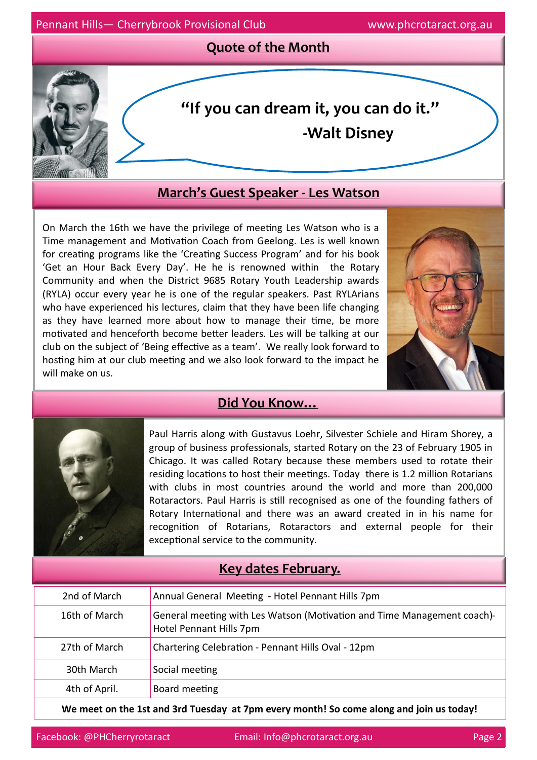## Quote of the Month

**"If you can dream it, you can do it."**

**-Walt Disney**

## March's Guest Speaker - Les Watson

On March the 16th we have the privilege of meeting Les Watson who is a Time management and Motivation Coach from Geelong. Les is well known for creating programs like the 'Creating Success Program' and for his book 'Get an Hour Back Every Day'. He he is renowned within the Rotary Community and when the District 9685 Rotary Youth Leadership awards (RYLA) occur every year he is one of the regular speakers. Past RYLArians who have experienced his lectures, claim that they have been life changing as they have learned more about how to manage their time, be more motivated and henceforth become better leaders. Les will be talking at our club on the subject of 'Being effective as a team'. We really look forward to hosting him at our club meeting and we also look forward to the impact he will make on us.

## Did You Know…

Paul Harris along with Gustavus Loehr, Silvester Schiele and Hiram Shorey, a group of business professionals, started Rotary on the 23 of February 1905 in Chicago. It was called Rotary because these members used to rotate their residing locations to host their meetings. Today there is 1.2 million Rotarians with clubs in most countries around the world and more than 200,000 Rotaractors. Paul Harris is still recognised as one of the founding fathers of Rotary International and there was an award created in in his name for recognition of Rotarians, Rotaractors and external people for their exceptional service to the community.

## Key dates February.

| | |
|---|---|
| 2nd of March | Annual General Meeting - Hotel Pennant Hills 7pm |
| 16th of March | General meeting with Les Watson (Motivation and Time Management coach)- Hotel Pennant Hills 7pm |
| 27th of March | Chartering Celebration - Pennant Hills Oval - 12pm |
| 30th March | Social meeting |
| 4th of April. | Board meeting |

**We meet on the 1st and 3rd Tuesday at 7pm every month! So come along and join us today!**

Facebook: @PHCherryrotaract Email: Info@phcrotaract.org.au